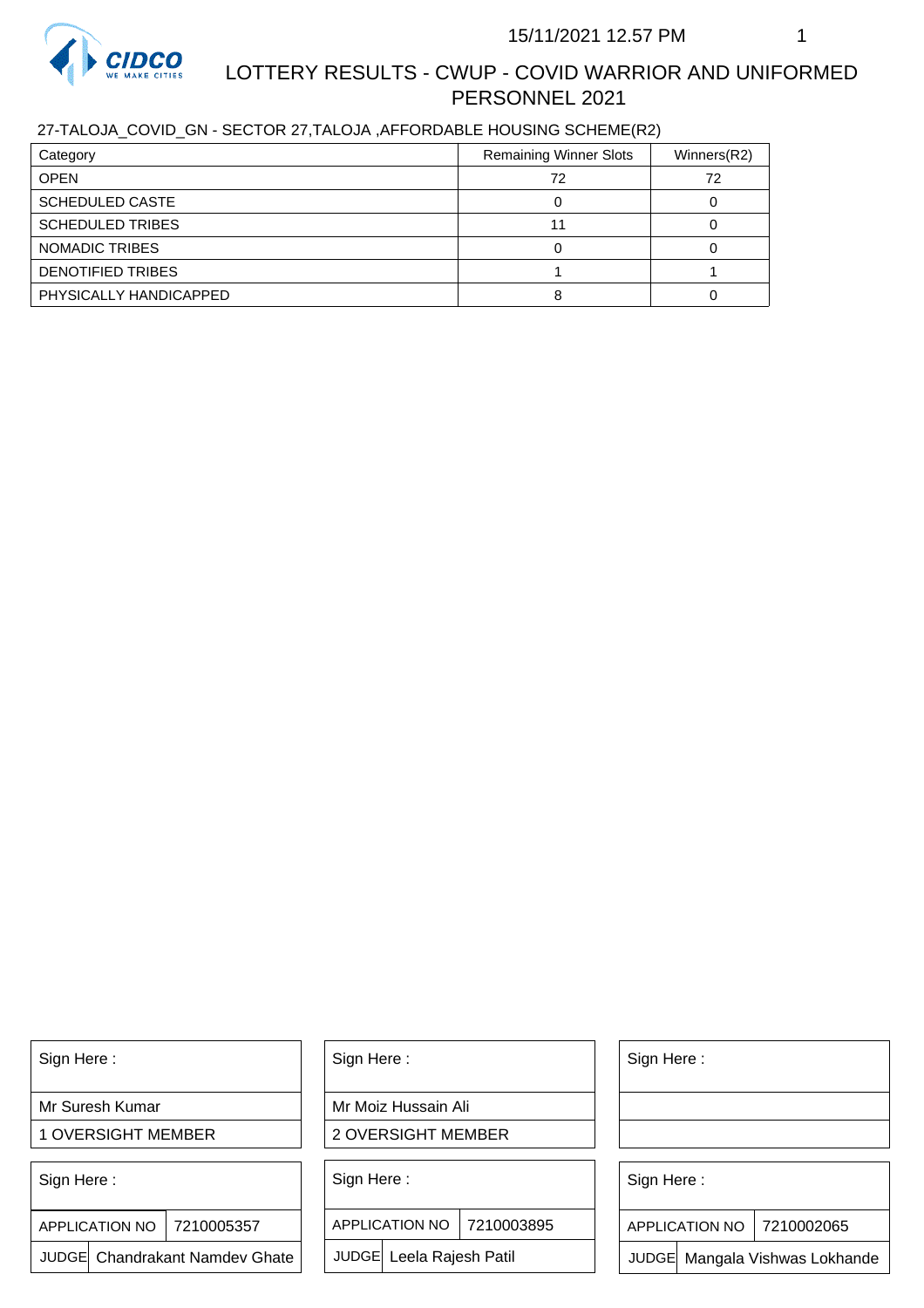# LOTTERY RESULTS - CWUP - COVID WARRIOR AND UNIFORMED PERSONNEL 2021

15/11/2021 12.57 PM

27-TALOJA_COVID_GN - SECTOR 27,TALOJA ,AFFORDABLE HOUSING SCHEME(R2)

| Category | Remaining Winner Slots | Winners(R2) |
|---|---|---|
| OPEN | 72 | 72 |
| SCHEDULED CASTE | 0 | 0 |
| SCHEDULED TRIBES | 11 | 0 |
| NOMADIC TRIBES | 0 | 0 |
| DENOTIFIED TRIBES | 1 | 1 |
| PHYSICALLY HANDICAPPED | 8 | 0 |

| Sign Here : | Sign Here : | Sign Here : |
|---|---|---|
| Mr Suresh Kumar | Mr Moiz Hussain Ali | |
| 1 OVERSIGHT MEMBER | 2 OVERSIGHT MEMBER | |

| Sign Here : | | Sign Here : | | Sign Here : | |
|---|---|---|---|---|---|
| APPLICATION NO | 7210005357 | APPLICATION NO | 7210003895 | APPLICATION NO | 7210002065 |
| JUDGE | Chandrakant Namdev Ghate | JUDGE | Leela Rajesh Patil | JUDGE | Mangala Vishwas Lokhande |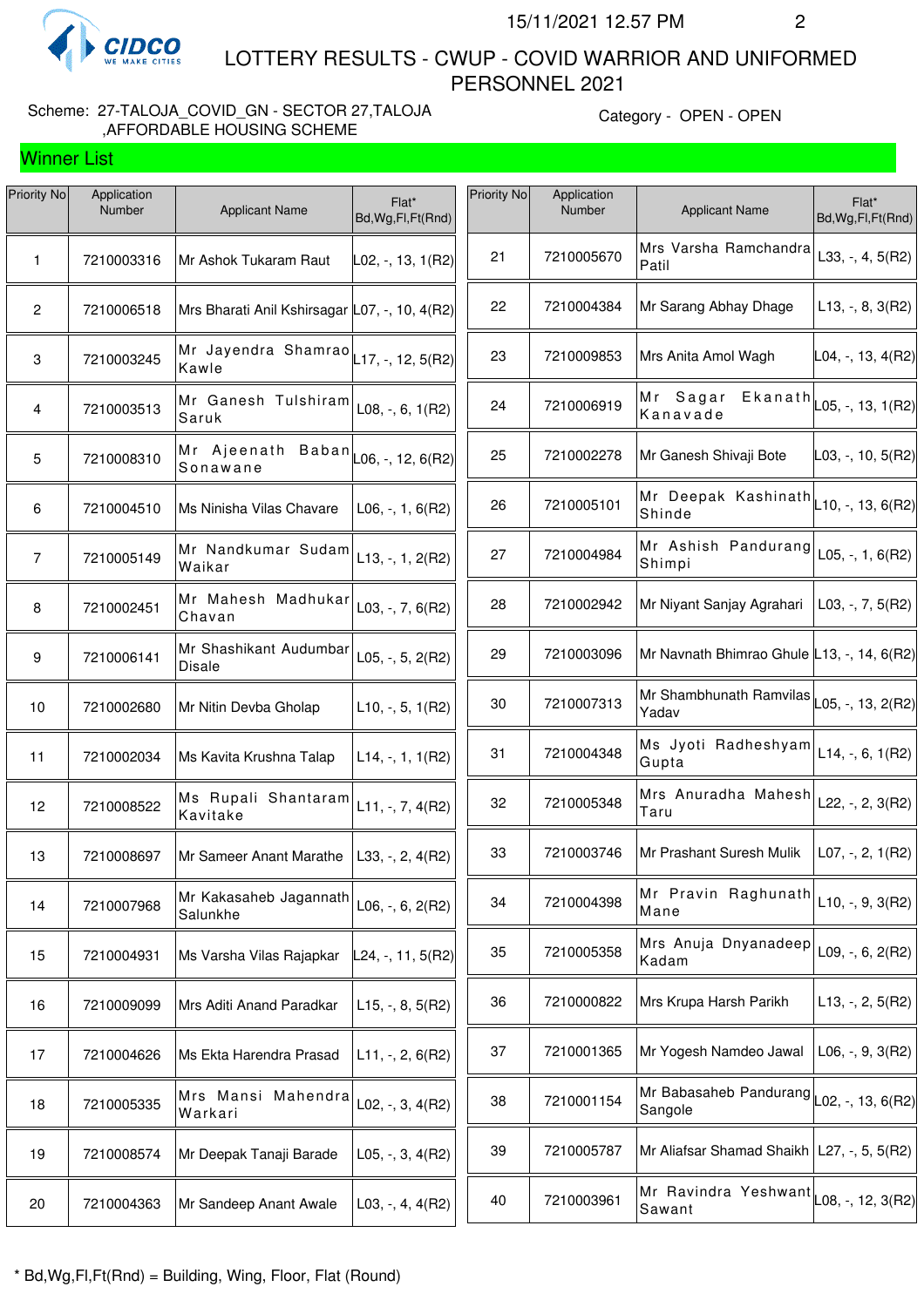# LOTTERY RESULTS - CWUP - COVID WARRIOR AND UNIFORMED PERSONNEL 2021

15/11/2021 12.57 PM

Scheme: 27-TALOJA_COVID_GN - SECTOR 27,TALOJA ,AFFORDABLE HOUSING SCHEME

Category - OPEN - OPEN

## Winner List

| Priority No | Application Number | Applicant Name | Flat* Bd,Wg,Fl,Ft(Rnd) |
|---|---|---|---|
| 1 | 7210003316 | Mr Ashok Tukaram Raut | L02, -, 13, 1(R2) |
| 2 | 7210006518 | Mrs Bharati Anil Kshirsagar | L07, -, 10, 4(R2) |
| 3 | 7210003245 | Mr Jayendra Shamrao Kawle | L17, -, 12, 5(R2) |
| 4 | 7210003513 | Mr Ganesh Tulshiram Saruk | L08, -, 6, 1(R2) |
| 5 | 7210008310 | Mr Ajeenath Baban Sonawane | L06, -, 12, 6(R2) |
| 6 | 7210004510 | Ms Ninisha Vilas Chavare | L06, -, 1, 6(R2) |
| 7 | 7210005149 | Mr Nandkumar Sudam Waikar | L13, -, 1, 2(R2) |
| 8 | 7210002451 | Mr Mahesh Madhukar Chavan | L03, -, 7, 6(R2) |
| 9 | 7210006141 | Mr Shashikant Audumbar Disale | L05, -, 5, 2(R2) |
| 10 | 7210002680 | Mr Nitin Devba Gholap | L10, -, 5, 1(R2) |
| 11 | 7210002034 | Ms Kavita Krushna Talap | L14, -, 1, 1(R2) |
| 12 | 7210008522 | Ms Rupali Shantaram Kavitake | L11, -, 7, 4(R2) |
| 13 | 7210008697 | Mr Sameer Anant Marathe | L33, -, 2, 4(R2) |
| 14 | 7210007968 | Mr Kakasaheb Jagannath Salunkhe | L06, -, 6, 2(R2) |
| 15 | 7210004931 | Ms Varsha Vilas Rajapkar | L24, -, 11, 5(R2) |
| 16 | 7210009099 | Mrs Aditi Anand Paradkar | L15, -, 8, 5(R2) |
| 17 | 7210004626 | Ms Ekta Harendra Prasad | L11, -, 2, 6(R2) |
| 18 | 7210005335 | Mrs Mansi Mahendra Warkari | L02, -, 3, 4(R2) |
| 19 | 7210008574 | Mr Deepak Tanaji Barade | L05, -, 3, 4(R2) |
| 20 | 7210004363 | Mr Sandeep Anant Awale | L03, -, 4, 4(R2) |
| 21 | 7210005670 | Mrs Varsha Ramchandra Patil | L33, -, 4, 5(R2) |
| 22 | 7210004384 | Mr Sarang Abhay Dhage | L13, -, 8, 3(R2) |
| 23 | 7210009853 | Mrs Anita Amol Wagh | L04, -, 13, 4(R2) |
| 24 | 7210006919 | Mr Sagar Ekanath Kanavade | L05, -, 13, 1(R2) |
| 25 | 7210002278 | Mr Ganesh Shivaji Bote | L03, -, 10, 5(R2) |
| 26 | 7210005101 | Mr Deepak Kashinath Shinde | L10, -, 13, 6(R2) |
| 27 | 7210004984 | Mr Ashish Pandurang Shimpi | L05, -, 1, 6(R2) |
| 28 | 7210002942 | Mr Niyant Sanjay Agrahari | L03, -, 7, 5(R2) |
| 29 | 7210003096 | Mr Navnath Bhimrao Ghule | L13, -, 14, 6(R2) |
| 30 | 7210007313 | Mr Shambhunath Ramvilas Yadav | L05, -, 13, 2(R2) |
| 31 | 7210004348 | Ms Jyoti Radheshyam Gupta | L14, -, 6, 1(R2) |
| 32 | 7210005348 | Mrs Anuradha Mahesh Taru | L22, -, 2, 3(R2) |
| 33 | 7210003746 | Mr Prashant Suresh Mulik | L07, -, 2, 1(R2) |
| 34 | 7210004398 | Mr Pravin Raghunath Mane | L10, -, 9, 3(R2) |
| 35 | 7210005358 | Mrs Anuja Dnyanadeep Kadam | L09, -, 6, 2(R2) |
| 36 | 7210000822 | Mrs Krupa Harsh Parikh | L13, -, 2, 5(R2) |
| 37 | 7210001365 | Mr Yogesh Namdeo Jawal | L06, -, 9, 3(R2) |
| 38 | 7210001154 | Mr Babasaheb Pandurang Sangole | L02, -, 13, 6(R2) |
| 39 | 7210005787 | Mr Aliafsar Shamad Shaikh | L27, -, 5, 5(R2) |
| 40 | 7210003961 | Mr Ravindra Yeshwant Sawant | L08, -, 12, 3(R2) |

* Bd,Wg,Fl,Ft(Rnd) = Building, Wing, Floor, Flat (Round)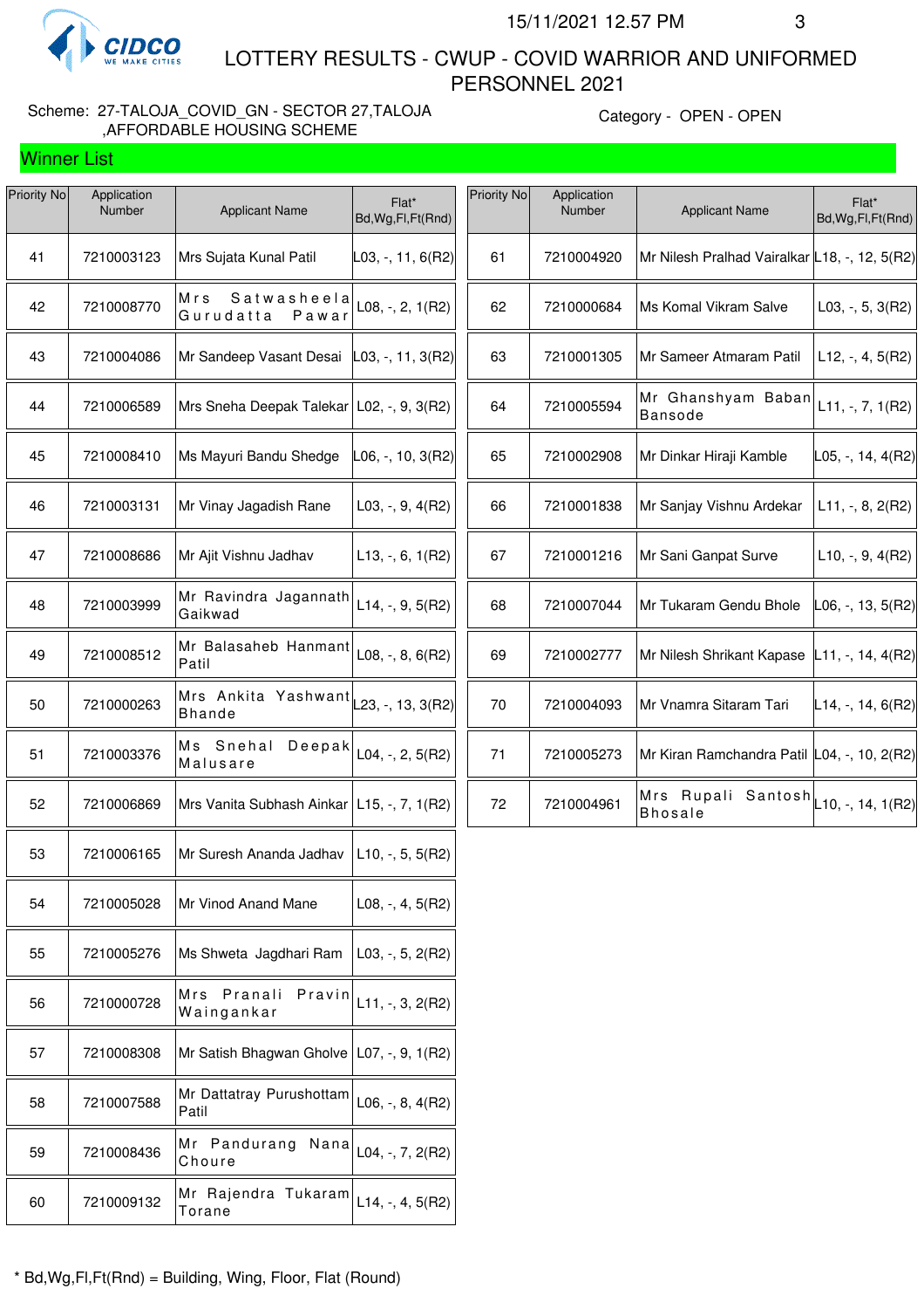LOTTERY RESULTS - CWUP - COVID WARRIOR AND UNIFORMED PERSONNEL 2021

15/11/2021 12.57 PM

Scheme: 27-TALOJA_COVID_GN - SECTOR 27,TALOJA ,AFFORDABLE HOUSING SCHEME

Category - OPEN - OPEN

## Winner List

| Priority No | Application Number | Applicant Name | Flat* Bd,Wg,Fl,Ft(Rnd) |
|---|---|---|---|
| 41 | 7210003123 | Mrs Sujata Kunal Patil | L03, -, 11, 6(R2) |
| 42 | 7210008770 | Mrs Satwasheela Gurudatta Pawar | L08, -, 2, 1(R2) |
| 43 | 7210004086 | Mr Sandeep Vasant Desai | L03, -, 11, 3(R2) |
| 44 | 7210006589 | Mrs Sneha Deepak Talekar | L02, -, 9, 3(R2) |
| 45 | 7210008410 | Ms Mayuri Bandu Shedge | L06, -, 10, 3(R2) |
| 46 | 7210003131 | Mr Vinay Jagadish Rane | L03, -, 9, 4(R2) |
| 47 | 7210008686 | Mr Ajit Vishnu Jadhav | L13, -, 6, 1(R2) |
| 48 | 7210003999 | Mr Ravindra Jagannath Gaikwad | L14, -, 9, 5(R2) |
| 49 | 7210008512 | Mr Balasaheb Hanmant Patil | L08, -, 8, 6(R2) |
| 50 | 7210000263 | Mrs Ankita Yashwant Bhande | L23, -, 13, 3(R2) |
| 51 | 7210003376 | Ms Snehal Deepak Malusare | L04, -, 2, 5(R2) |
| 52 | 7210006869 | Mrs Vanita Subhash Ainkar | L15, -, 7, 1(R2) |
| 53 | 7210006165 | Mr Suresh Ananda Jadhav | L10, -, 5, 5(R2) |
| 54 | 7210005028 | Mr Vinod Anand Mane | L08, -, 4, 5(R2) |
| 55 | 7210005276 | Ms Shweta Jagdhari Ram | L03, -, 5, 2(R2) |
| 56 | 7210000728 | Mrs Pranali Pravin Waingankar | L11, -, 3, 2(R2) |
| 57 | 7210008308 | Mr Satish Bhagwan Gholve | L07, -, 9, 1(R2) |
| 58 | 7210007588 | Mr Dattatray Purushottam Patil | L06, -, 8, 4(R2) |
| 59 | 7210008436 | Mr Pandurang Nana Choure | L04, -, 7, 2(R2) |
| 60 | 7210009132 | Mr Rajendra Tukaram Torane | L14, -, 4, 5(R2) |
| 61 | 7210004920 | Mr Nilesh Pralhad Vairalkar | L18, -, 12, 5(R2) |
| 62 | 7210000684 | Ms Komal Vikram Salve | L03, -, 5, 3(R2) |
| 63 | 7210001305 | Mr Sameer Atmaram Patil | L12, -, 4, 5(R2) |
| 64 | 7210005594 | Mr Ghanshyam Baban Bansode | L11, -, 7, 1(R2) |
| 65 | 7210002908 | Mr Dinkar Hiraji Kamble | L05, -, 14, 4(R2) |
| 66 | 7210001838 | Mr Sanjay Vishnu Ardekar | L11, -, 8, 2(R2) |
| 67 | 7210001216 | Mr Sani Ganpat Surve | L10, -, 9, 4(R2) |
| 68 | 7210007044 | Mr Tukaram Gendu Bhole | L06, -, 13, 5(R2) |
| 69 | 7210002777 | Mr Nilesh Shrikant Kapase | L11, -, 14, 4(R2) |
| 70 | 7210004093 | Mr Vnamra Sitaram Tari | L14, -, 14, 6(R2) |
| 71 | 7210005273 | Mr Kiran Ramchandra Patil | L04, -, 10, 2(R2) |
| 72 | 7210004961 | Mrs Rupali Santosh Bhosale | L10, -, 14, 1(R2) |

\* Bd,Wg,Fl,Ft(Rnd) = Building, Wing, Floor, Flat (Round)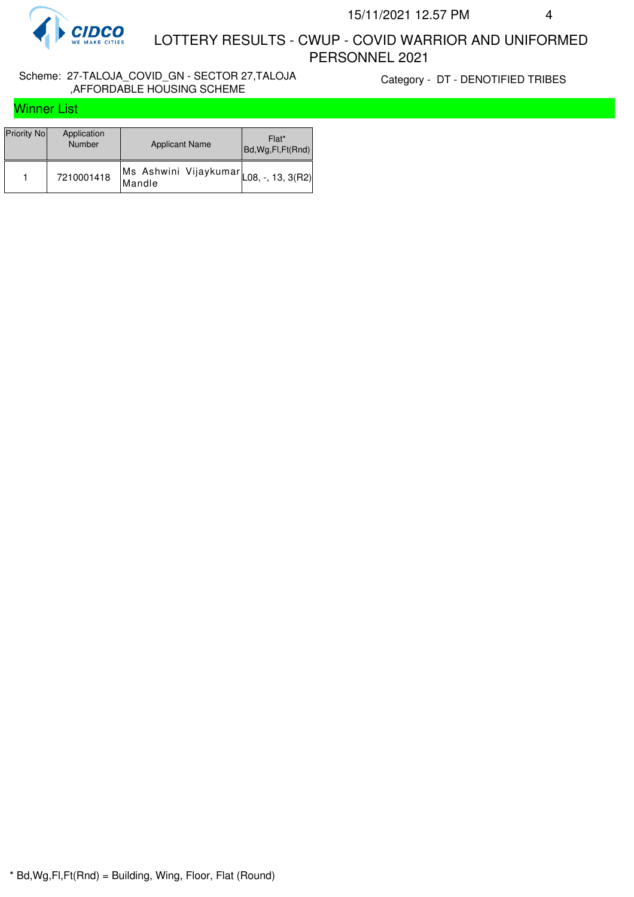# LOTTERY RESULTS - CWUP - COVID WARRIOR AND UNIFORMED PERSONNEL 2021

15/11/2021 12.57 PM

Scheme: 27-TALOJA_COVID_GN - SECTOR 27,TALOJA ,AFFORDABLE HOUSING SCHEME

Category - DT - DENOTIFIED TRIBES

## Winner List

| Priority No | Application Number | Applicant Name | Flat* Bd,Wg,Fl,Ft(Rnd) |
|---|---|---|---|
| 1 | 7210001418 | Ms Ashwini Vijaykumar Mandle | L08, -, 13, 3(R2) |

* Bd,Wg,Fl,Ft(Rnd) = Building, Wing, Floor, Flat (Round)